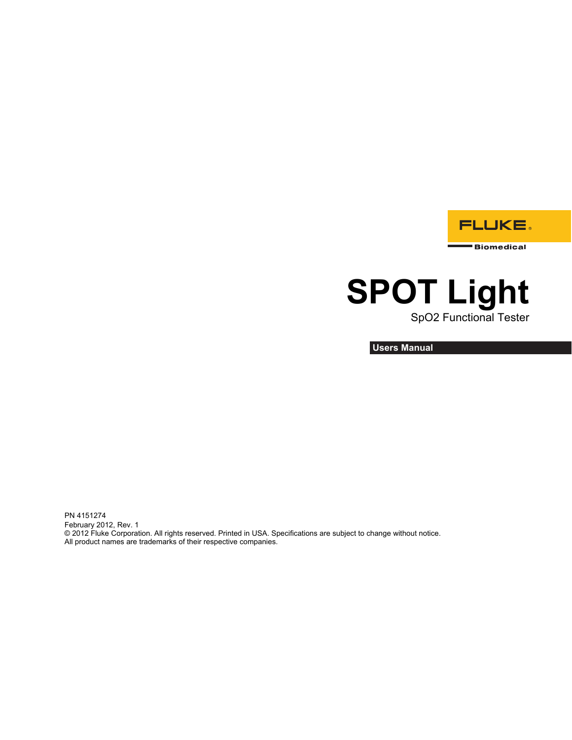FLUKE®

Biomedical

# SPOT Light

SpO2 Functional Tester

**Users Manual**

PN 4151274
February 2012, Rev. 1
© 2012 Fluke Corporation. All rights reserved. Printed in USA. Specifications are subject to change without notice.
All product names are trademarks of their respective companies.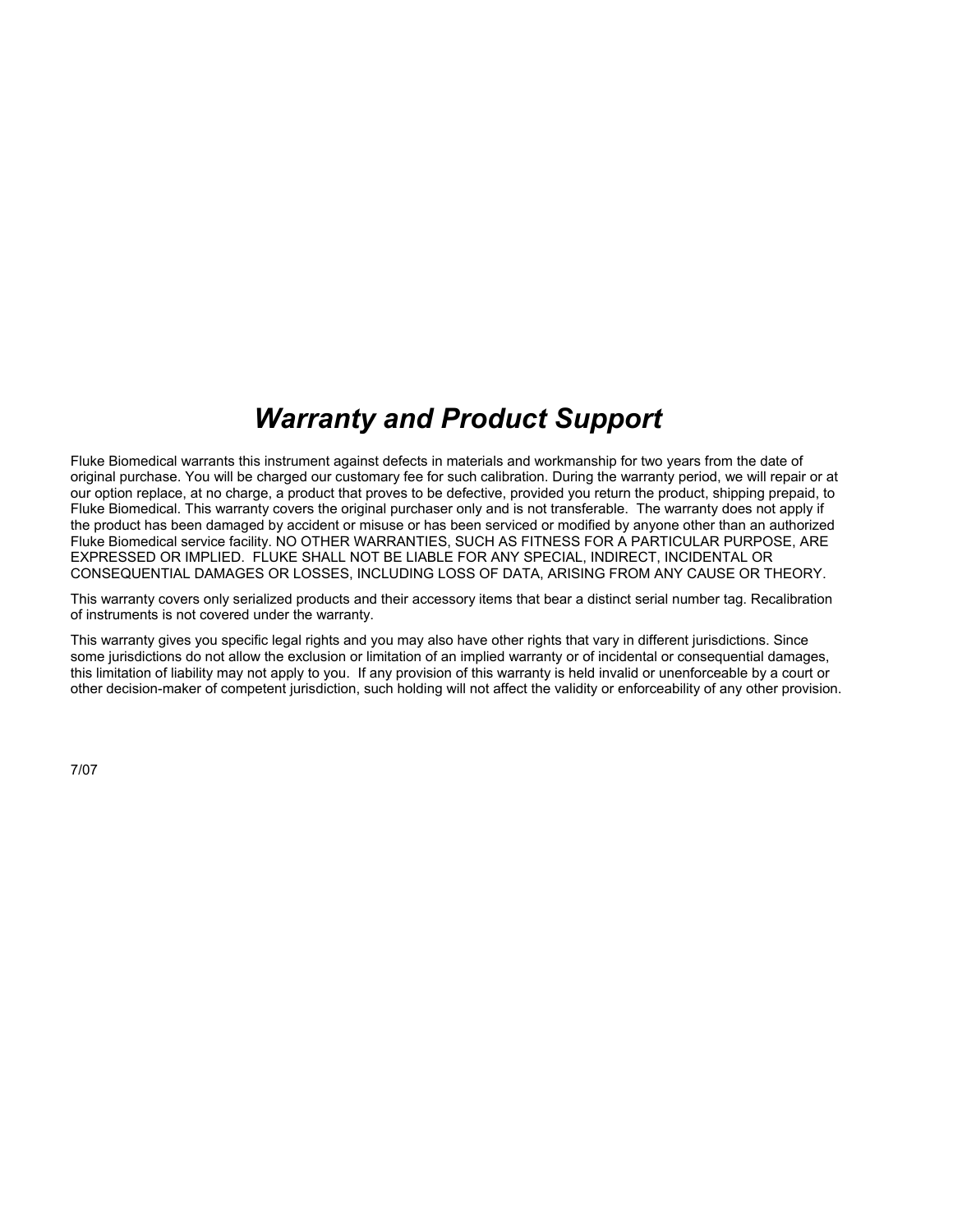# *Warranty and Product Support*

Fluke Biomedical warrants this instrument against defects in materials and workmanship for two years from the date of original purchase. You will be charged our customary fee for such calibration. During the warranty period, we will repair or at our option replace, at no charge, a product that proves to be defective, provided you return the product, shipping prepaid, to Fluke Biomedical. This warranty covers the original purchaser only and is not transferable. The warranty does not apply if the product has been damaged by accident or misuse or has been serviced or modified by anyone other than an authorized Fluke Biomedical service facility. NO OTHER WARRANTIES, SUCH AS FITNESS FOR A PARTICULAR PURPOSE, ARE EXPRESSED OR IMPLIED. FLUKE SHALL NOT BE LIABLE FOR ANY SPECIAL, INDIRECT, INCIDENTAL OR CONSEQUENTIAL DAMAGES OR LOSSES, INCLUDING LOSS OF DATA, ARISING FROM ANY CAUSE OR THEORY.

This warranty covers only serialized products and their accessory items that bear a distinct serial number tag. Recalibration of instruments is not covered under the warranty.

This warranty gives you specific legal rights and you may also have other rights that vary in different jurisdictions. Since some jurisdictions do not allow the exclusion or limitation of an implied warranty or of incidental or consequential damages, this limitation of liability may not apply to you. If any provision of this warranty is held invalid or unenforceable by a court or other decision-maker of competent jurisdiction, such holding will not affect the validity or enforceability of any other provision.

7/07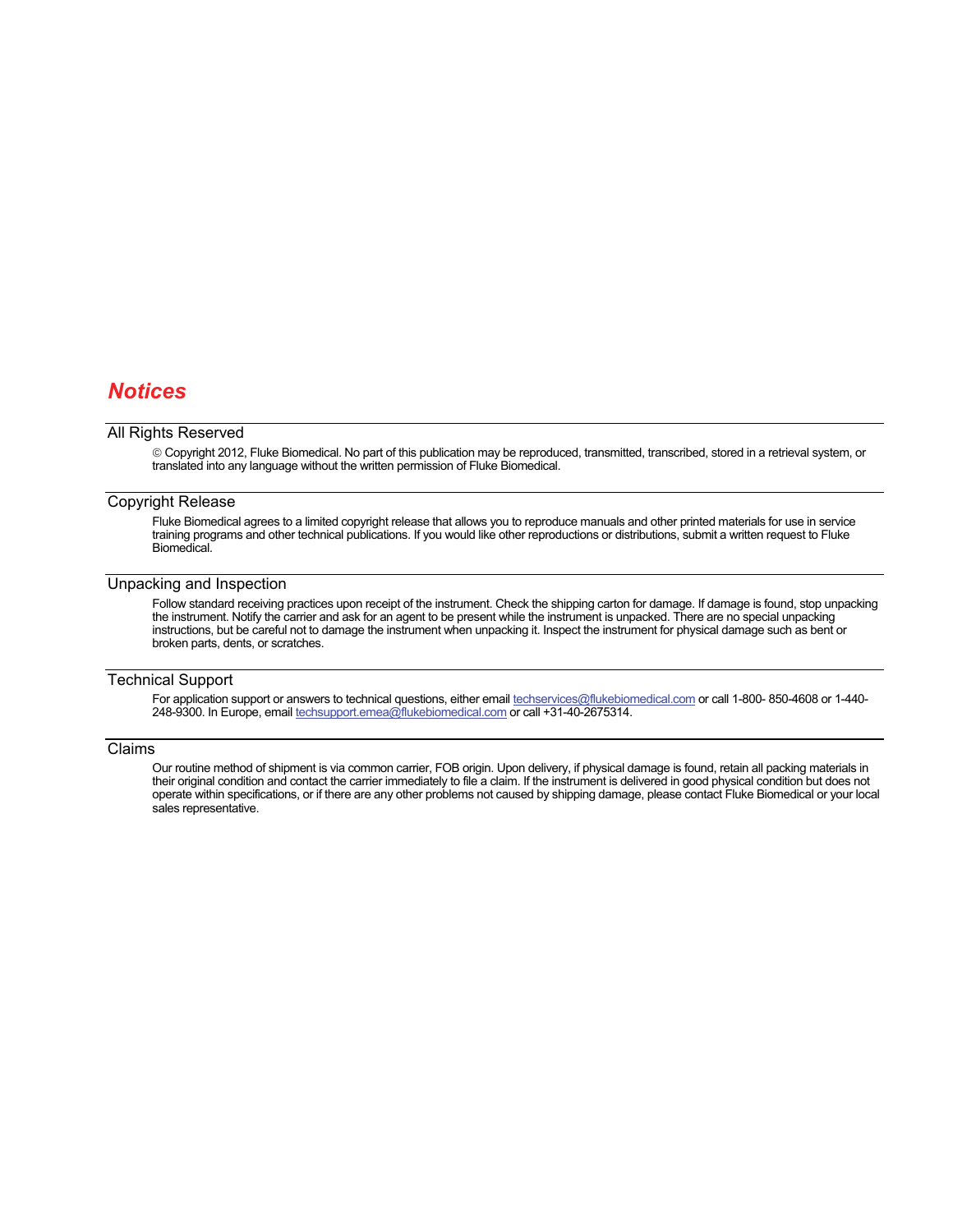# *Notices*

## All Rights Reserved

© Copyright 2012, Fluke Biomedical. No part of this publication may be reproduced, transmitted, transcribed, stored in a retrieval system, or translated into any language without the written permission of Fluke Biomedical.

## Copyright Release

Fluke Biomedical agrees to a limited copyright release that allows you to reproduce manuals and other printed materials for use in service training programs and other technical publications. If you would like other reproductions or distributions, submit a written request to Fluke Biomedical.

## Unpacking and Inspection

Follow standard receiving practices upon receipt of the instrument. Check the shipping carton for damage. If damage is found, stop unpacking the instrument. Notify the carrier and ask for an agent to be present while the instrument is unpacked. There are no special unpacking instructions, but be careful not to damage the instrument when unpacking it. Inspect the instrument for physical damage such as bent or broken parts, dents, or scratches.

## Technical Support

For application support or answers to technical questions, either email techservices@flukebiomedical.com or call 1-800- 850-4608 or 1-440-248-9300. In Europe, email techsupport.emea@flukebiomedical.com or call +31-40-2675314.

## Claims

Our routine method of shipment is via common carrier, FOB origin. Upon delivery, if physical damage is found, retain all packing materials in their original condition and contact the carrier immediately to file a claim. If the instrument is delivered in good physical condition but does not operate within specifications, or if there are any other problems not caused by shipping damage, please contact Fluke Biomedical or your local sales representative.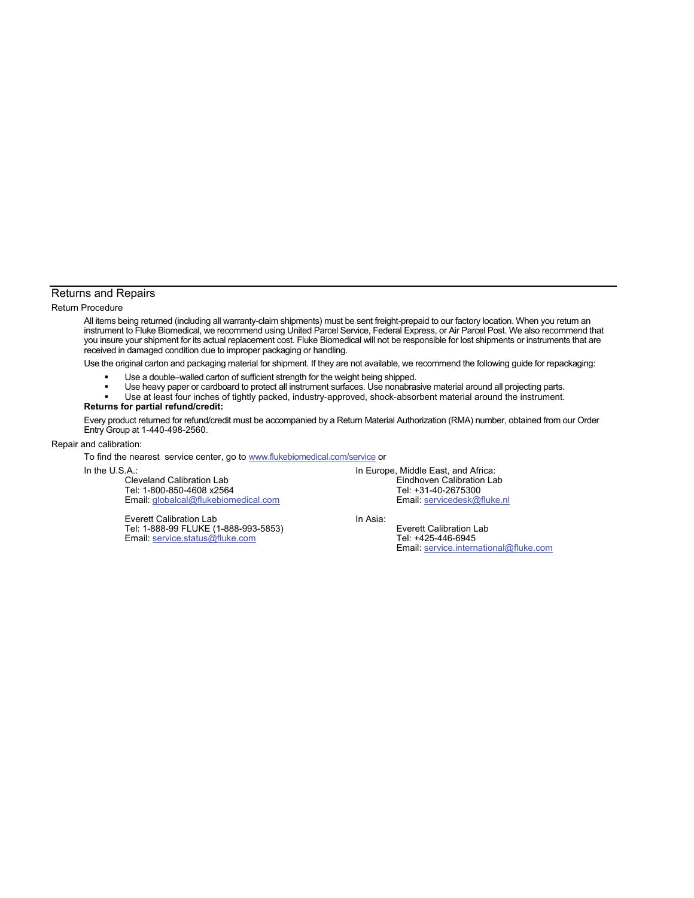## Returns and Repairs

### Return Procedure

All items being returned (including all warranty-claim shipments) must be sent freight-prepaid to our factory location. When you return an instrument to Fluke Biomedical, we recommend using United Parcel Service, Federal Express, or Air Parcel Post. We also recommend that you insure your shipment for its actual replacement cost. Fluke Biomedical will not be responsible for lost shipments or instruments that are received in damaged condition due to improper packaging or handling.

Use the original carton and packaging material for shipment. If they are not available, we recommend the following guide for repackaging:

- Use a double–walled carton of sufficient strength for the weight being shipped.
- Use heavy paper or cardboard to protect all instrument surfaces. Use nonabrasive material around all projecting parts.
- Use at least four inches of tightly packed, industry-approved, shock-absorbent material around the instrument.

**Returns for partial refund/credit:**

Every product returned for refund/credit must be accompanied by a Return Material Authorization (RMA) number, obtained from our Order Entry Group at 1-440-498-2560.

### Repair and calibration:

To find the nearest service center, go to www.flukebiomedical.com/service or

In the U.S.A.:

Cleveland Calibration Lab
Tel: 1-800-850-4608 x2564
Email: globalcal@flukebiomedical.com

Everett Calibration Lab
Tel: 1-888-99 FLUKE (1-888-993-5853)
Email: service.status@fluke.com

In Europe, Middle East, and Africa:

Eindhoven Calibration Lab
Tel: +31-40-2675300
Email: servicedesk@fluke.nl

In Asia:

Everett Calibration Lab
Tel: +425-446-6945
Email: service.international@fluke.com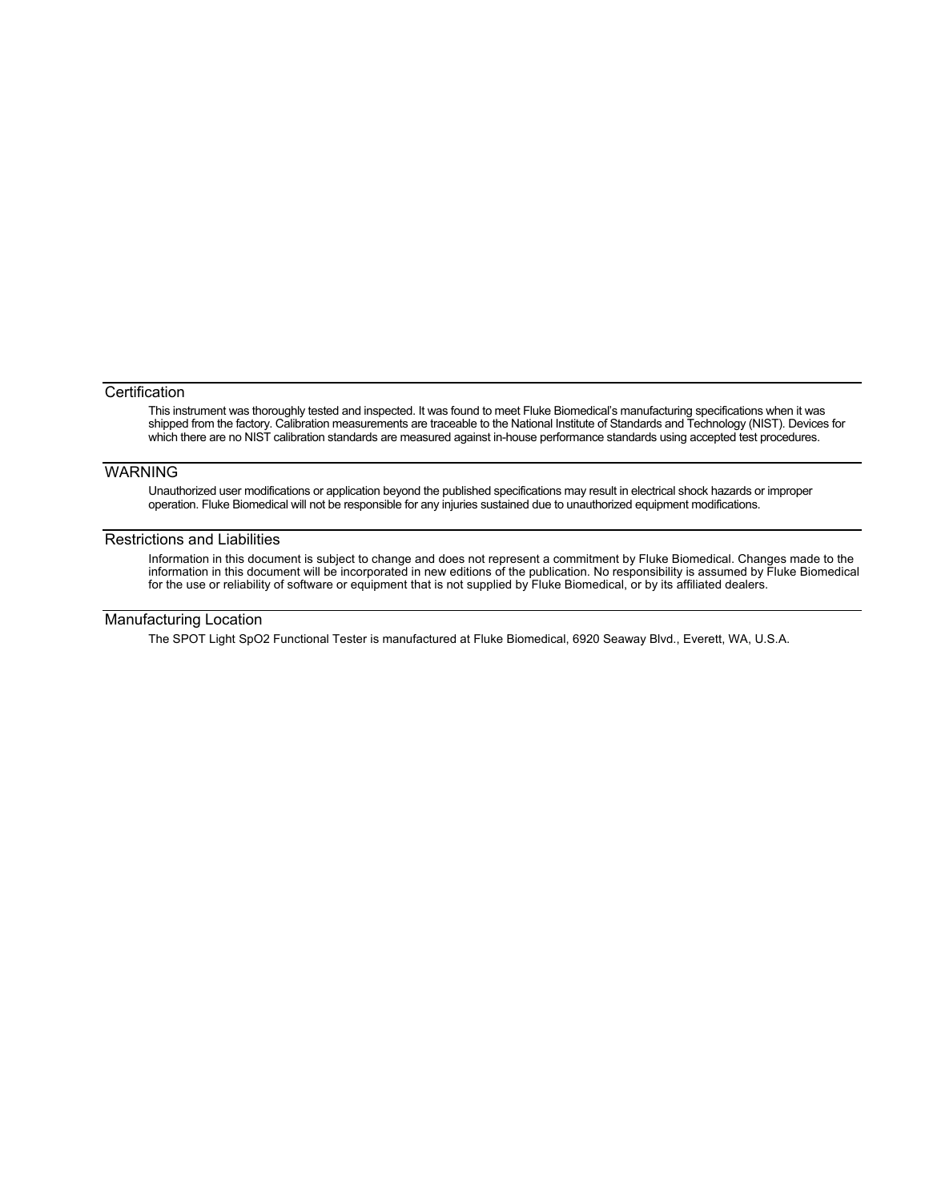## Certification

This instrument was thoroughly tested and inspected. It was found to meet Fluke Biomedical's manufacturing specifications when it was shipped from the factory. Calibration measurements are traceable to the National Institute of Standards and Technology (NIST). Devices for which there are no NIST calibration standards are measured against in-house performance standards using accepted test procedures.

## WARNING

Unauthorized user modifications or application beyond the published specifications may result in electrical shock hazards or improper operation. Fluke Biomedical will not be responsible for any injuries sustained due to unauthorized equipment modifications.

## Restrictions and Liabilities

Information in this document is subject to change and does not represent a commitment by Fluke Biomedical. Changes made to the information in this document will be incorporated in new editions of the publication. No responsibility is assumed by Fluke Biomedical for the use or reliability of software or equipment that is not supplied by Fluke Biomedical, or by its affiliated dealers.

## Manufacturing Location

The SPOT Light SpO2 Functional Tester is manufactured at Fluke Biomedical, 6920 Seaway Blvd., Everett, WA, U.S.A.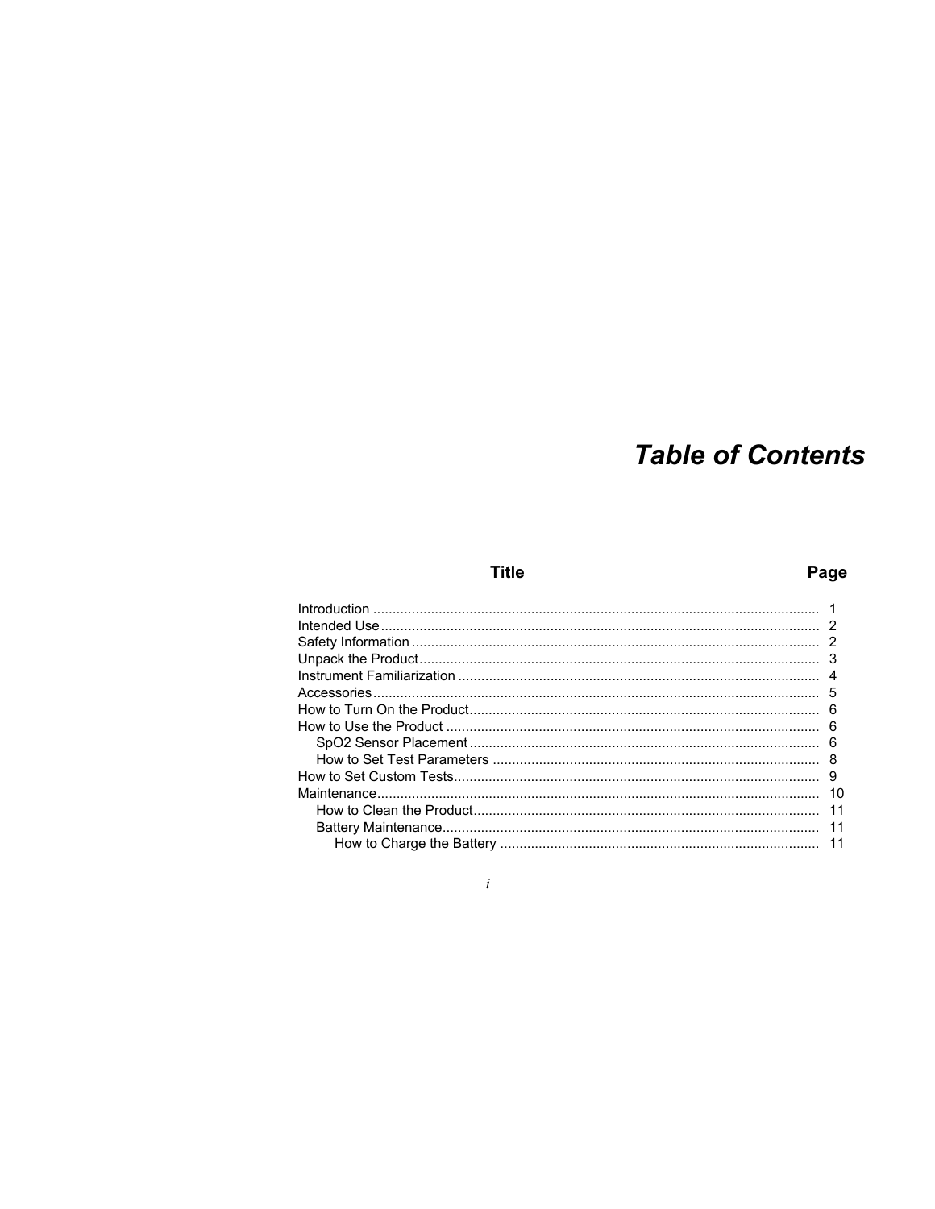# Table of Contents

| Title | Page |
|---|---|
| Introduction | 1 |
| Intended Use | 2 |
| Safety Information | 2 |
| Unpack the Product | 3 |
| Instrument Familiarization | 4 |
| Accessories | 5 |
| How to Turn On the Product | 6 |
| How to Use the Product | 6 |
| SpO2 Sensor Placement | 6 |
| How to Set Test Parameters | 8 |
| How to Set Custom Tests | 9 |
| Maintenance | 10 |
| How to Clean the Product | 11 |
| Battery Maintenance | 11 |
| How to Charge the Battery | 11 |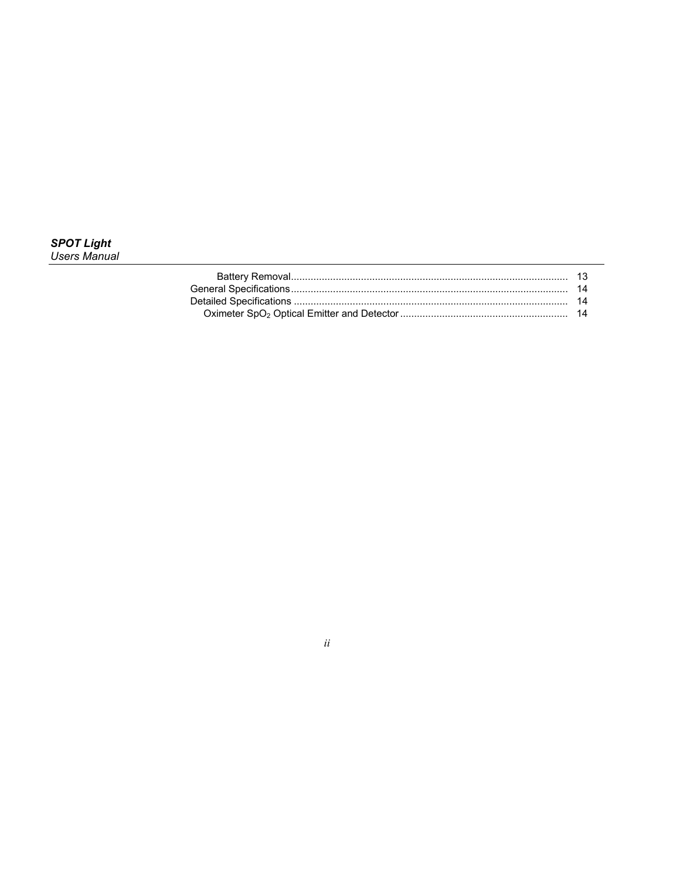Battery Removal................................................................................................ 13
General Specifications.................................................................................................. 14
Detailed Specifications ................................................................................................. 14
Oximeter $SpO_2$ Optical Emitter and Detector ........................................................... 14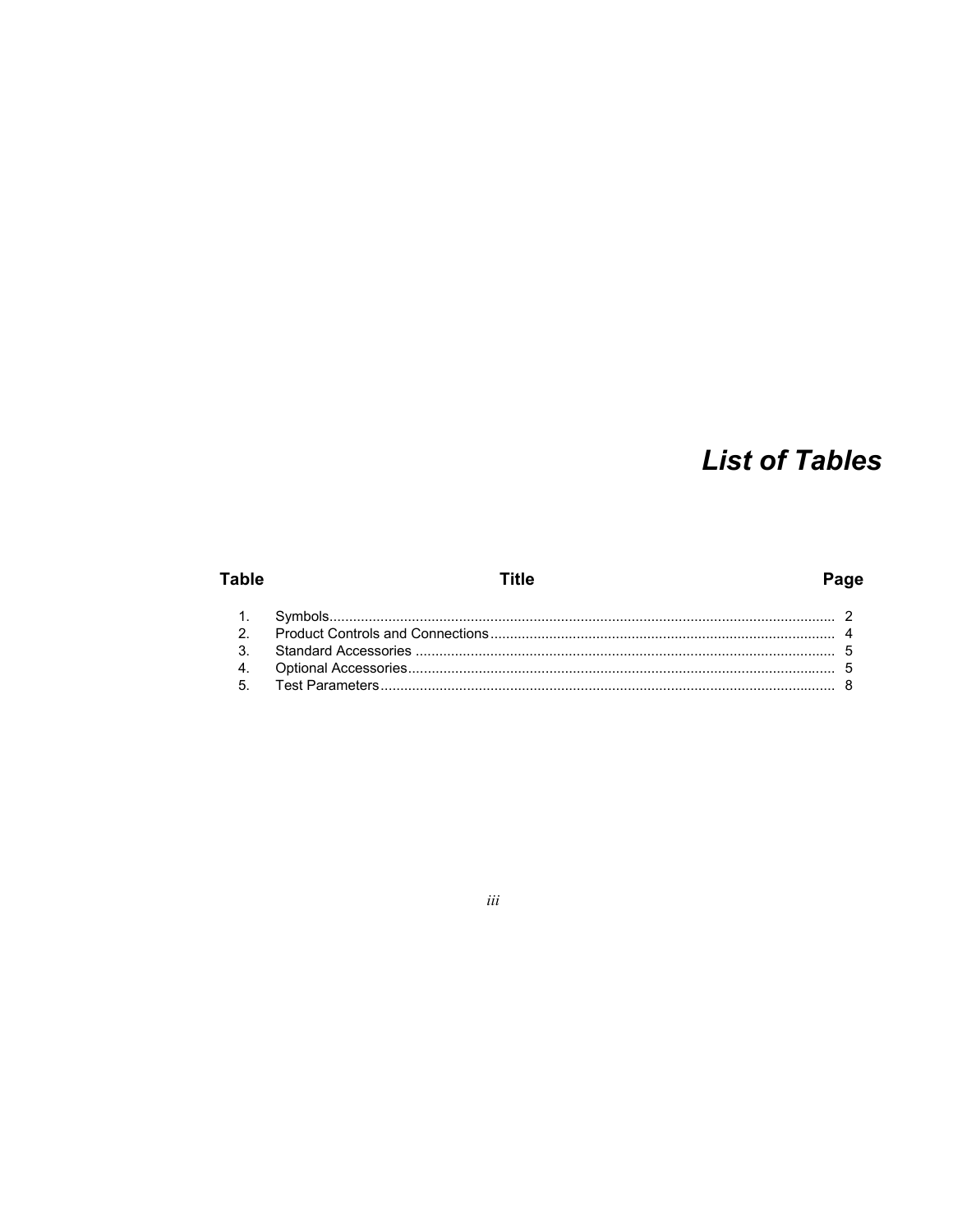# List of Tables

| Table | Title | Page |
|---|---|---|
| 1. | Symbols | 2 |
| 2. | Product Controls and Connections | 4 |
| 3. | Standard Accessories | 5 |
| 4. | Optional Accessories | 5 |
| 5. | Test Parameters | 8 |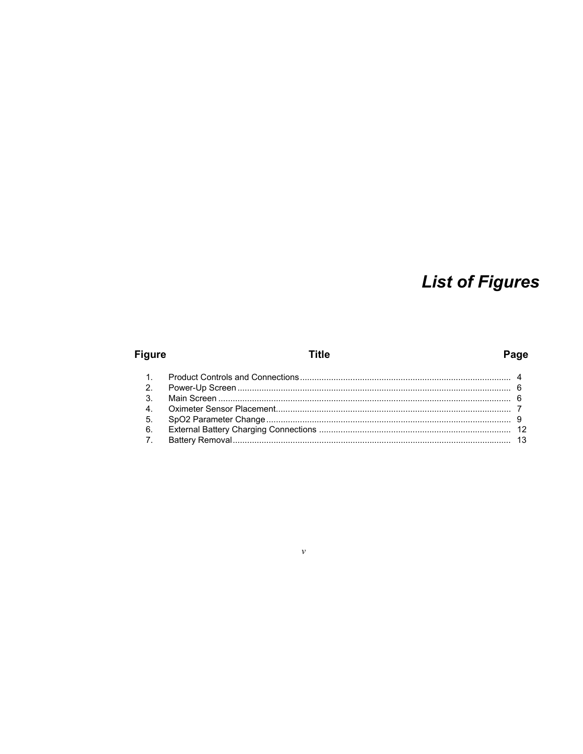# *List of Figures*

| Figure | Title | Page |
| --- | --- | --- |
| 1. | Product Controls and Connections | 4 |
| 2. | Power-Up Screen | 6 |
| 3. | Main Screen | 6 |
| 4. | Oximeter Sensor Placement | 7 |
| 5. | SpO2 Parameter Change | 9 |
| 6. | External Battery Charging Connections | 12 |
| 7. | Battery Removal | 13 |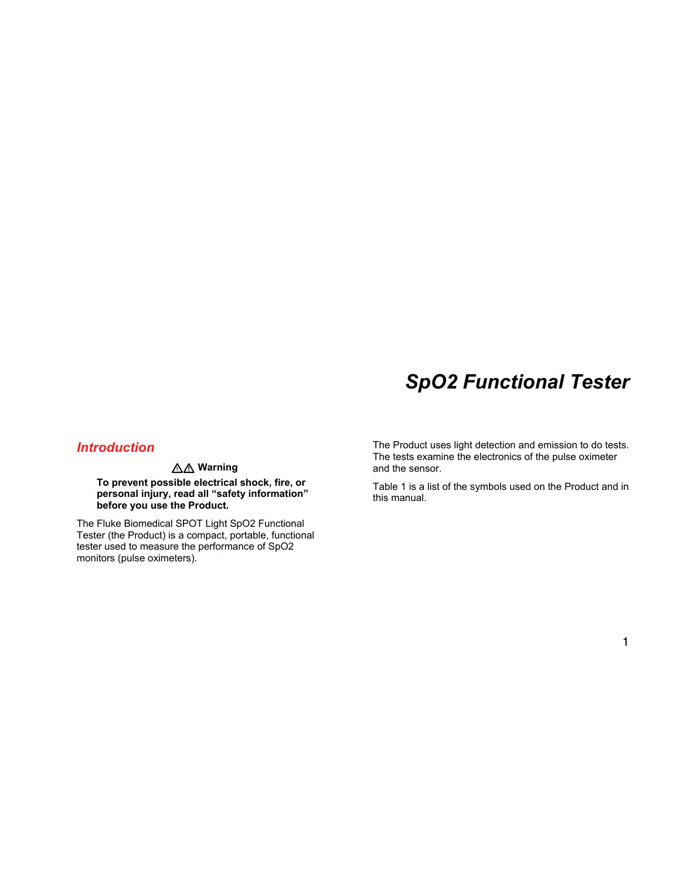# SpO2 Functional Tester

## Introduction

**⚠⚠ Warning**

**To prevent possible electrical shock, fire, or personal injury, read all "safety information" before you use the Product.**

The Fluke Biomedical SPOT Light SpO2 Functional Tester (the Product) is a compact, portable, functional tester used to measure the performance of SpO2 monitors (pulse oximeters).

The Product uses light detection and emission to do tests. The tests examine the electronics of the pulse oximeter and the sensor.

Table 1 is a list of the symbols used on the Product and in this manual.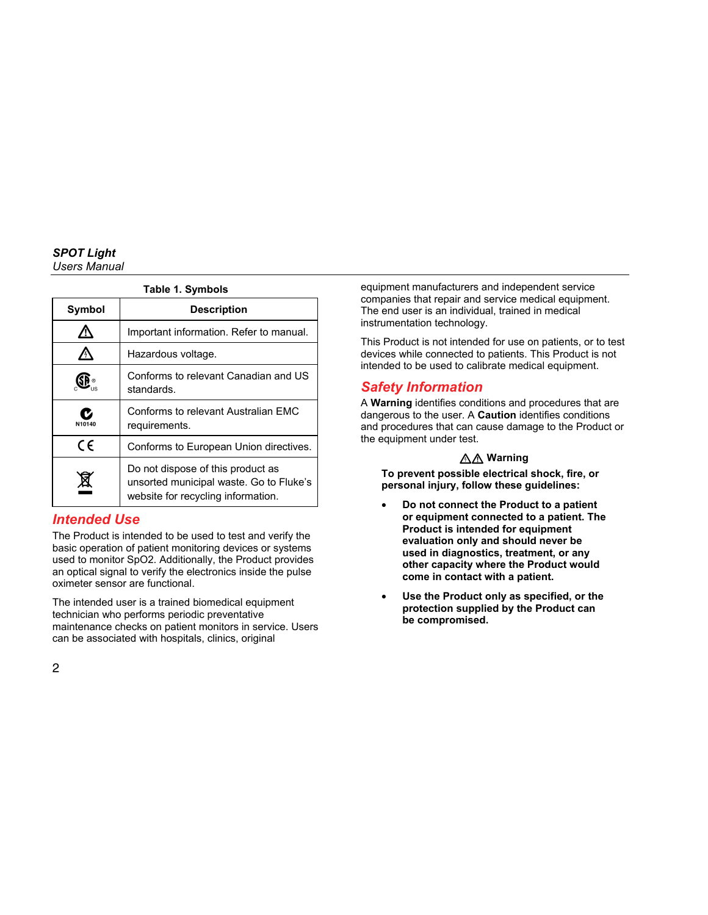Table 1. Symbols

| Symbol | Description |
| --- | --- |
| ⚠ | Important information. Refer to manual. |
| ⚠ | Hazardous voltage. |
| CSA C US | Conforms to relevant Canadian and US standards. |
| N10140 | Conforms to relevant Australian EMC requirements. |
| CE | Conforms to European Union directives. |
| | Do not dispose of this product as unsorted municipal waste. Go to Fluke's website for recycling information. |

## Intended Use

The Product is intended to be used to test and verify the basic operation of patient monitoring devices or systems used to monitor SpO2. Additionally, the Product provides an optical signal to verify the electronics inside the pulse oximeter sensor are functional.

The intended user is a trained biomedical equipment technician who performs periodic preventative maintenance checks on patient monitors in service. Users can be associated with hospitals, clinics, original equipment manufacturers and independent service companies that repair and service medical equipment. The end user is an individual, trained in medical instrumentation technology.

This Product is not intended for use on patients, or to test devices while connected to patients. This Product is not intended to be used to calibrate medical equipment.

## Safety Information

A **Warning** identifies conditions and procedures that are dangerous to the user. A **Caution** identifies conditions and procedures that can cause damage to the Product or the equipment under test.

**⚠⚠ Warning**

**To prevent possible electrical shock, fire, or personal injury, follow these guidelines:**

- **Do not connect the Product to a patient or equipment connected to a patient. The Product is intended for equipment evaluation only and should never be used in diagnostics, treatment, or any other capacity where the Product would come in contact with a patient.**
- **Use the Product only as specified, or the protection supplied by the Product can be compromised.**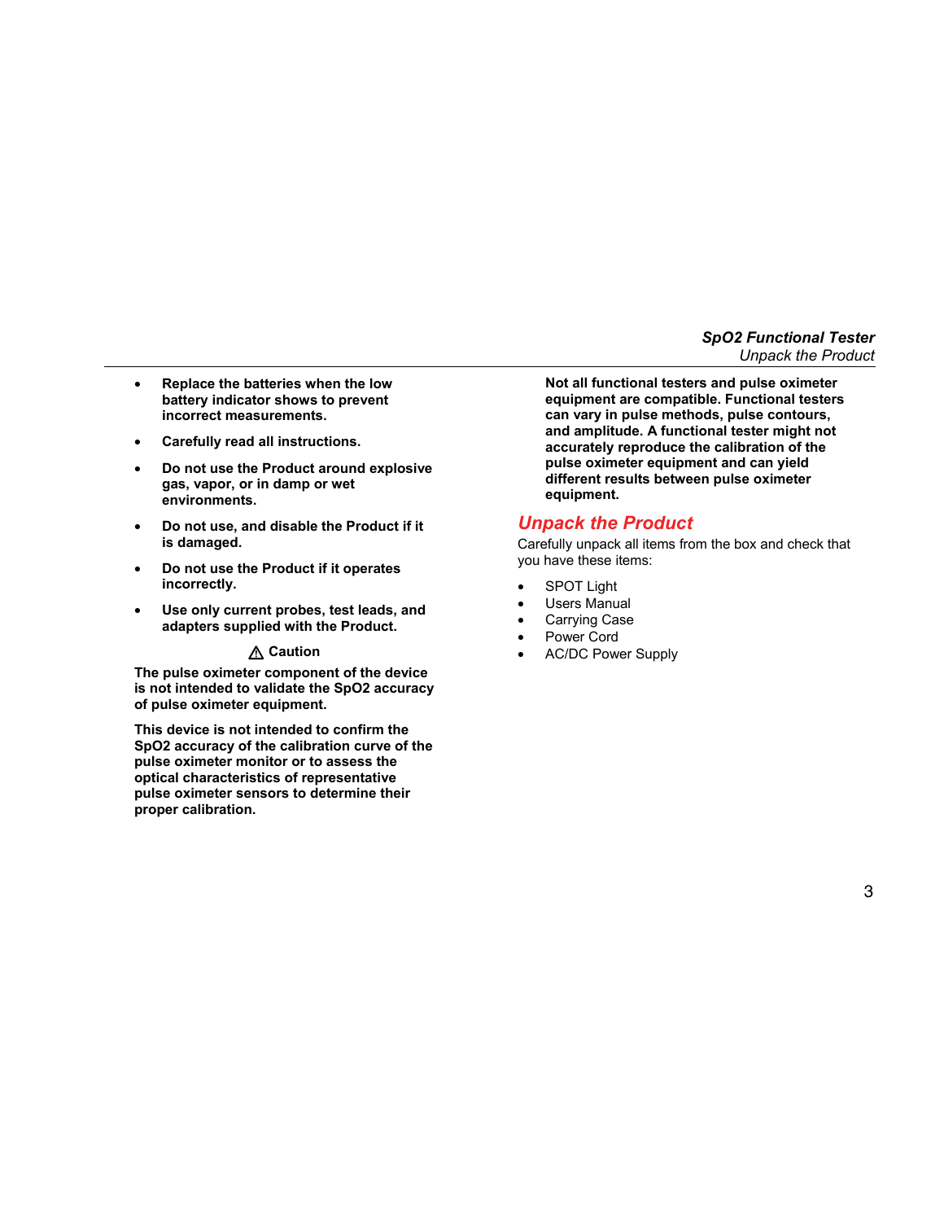- **Replace the batteries when the low battery indicator shows to prevent incorrect measurements.**
- **Carefully read all instructions.**
- **Do not use the Product around explosive gas, vapor, or in damp or wet environments.**
- **Do not use, and disable the Product if it is damaged.**
- **Do not use the Product if it operates incorrectly.**
- **Use only current probes, test leads, and adapters supplied with the Product.**

**⚠ Caution**

**The pulse oximeter component of the device is not intended to validate the SpO2 accuracy of pulse oximeter equipment.**

**This device is not intended to confirm the SpO2 accuracy of the calibration curve of the pulse oximeter monitor or to assess the optical characteristics of representative pulse oximeter sensors to determine their proper calibration.**

**Not all functional testers and pulse oximeter equipment are compatible. Functional testers can vary in pulse methods, pulse contours, and amplitude. A functional tester might not accurately reproduce the calibration of the pulse oximeter equipment and can yield different results between pulse oximeter equipment.**

## Unpack the Product

Carefully unpack all items from the box and check that you have these items:

- SPOT Light
- Users Manual
- Carrying Case
- Power Cord
- AC/DC Power Supply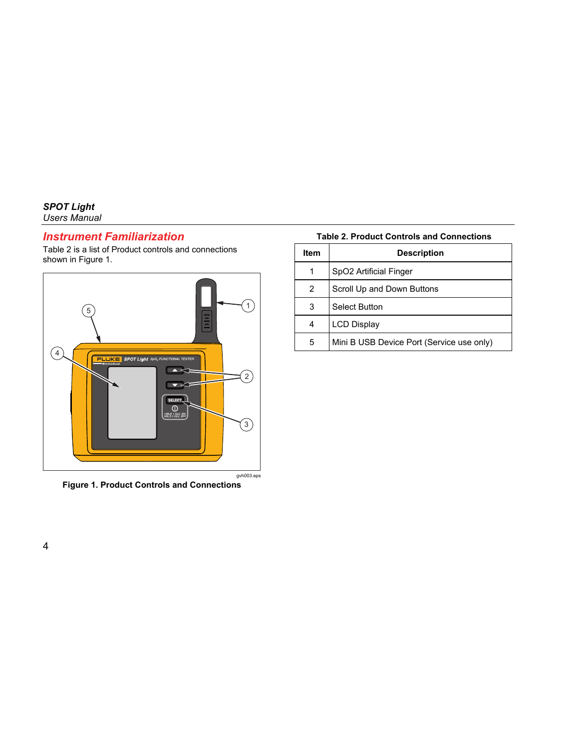## Instrument Familiarization

Table 2 is a list of Product controls and connections shown in Figure 1.

Figure 1. Product Controls and Connections

**Table 2. Product Controls and Connections**

| Item | Description |
|---|---|
| 1 | SpO2 Artificial Finger |
| 2 | Scroll Up and Down Buttons |
| 3 | Select Button |
| 4 | LCD Display |
| 5 | Mini B USB Device Port (Service use only) |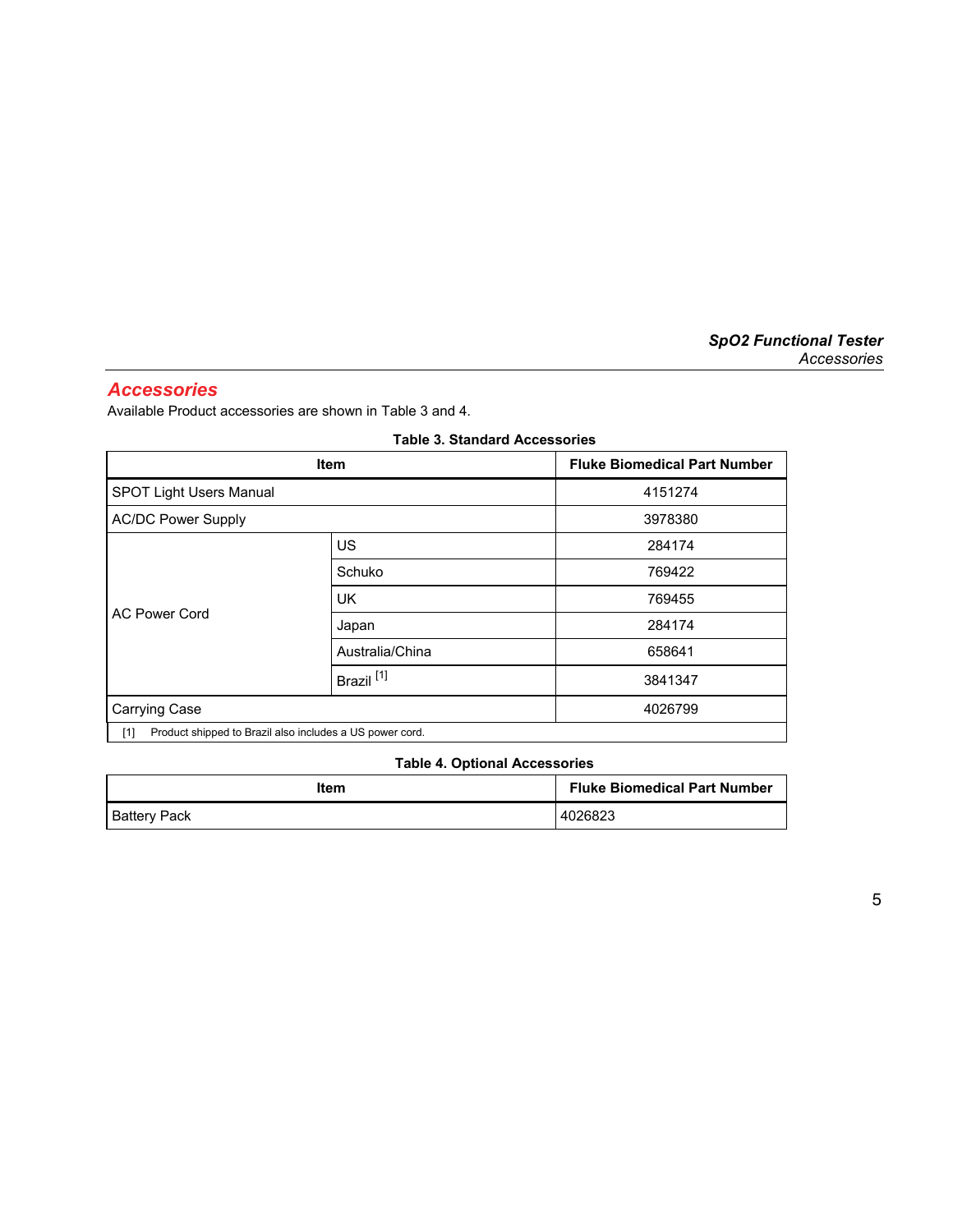## Accessories

Available Product accessories are shown in Table 3 and 4.

**Table 3. Standard Accessories**

| Item | | Fluke Biomedical Part Number |
|---|---|---|
| SPOT Light Users Manual | | 4151274 |
| AC/DC Power Supply | | 3978380 |
| AC Power Cord | US | 284174 |
| | Schuko | 769422 |
| | UK | 769455 |
| | Japan | 284174 |
| | Australia/China | 658641 |
| | Brazil [1] | 3841347 |
| Carrying Case | | 4026799 |

[1] Product shipped to Brazil also includes a US power cord.

**Table 4. Optional Accessories**

| Item | Fluke Biomedical Part Number |
|---|---|
| Battery Pack | 4026823 |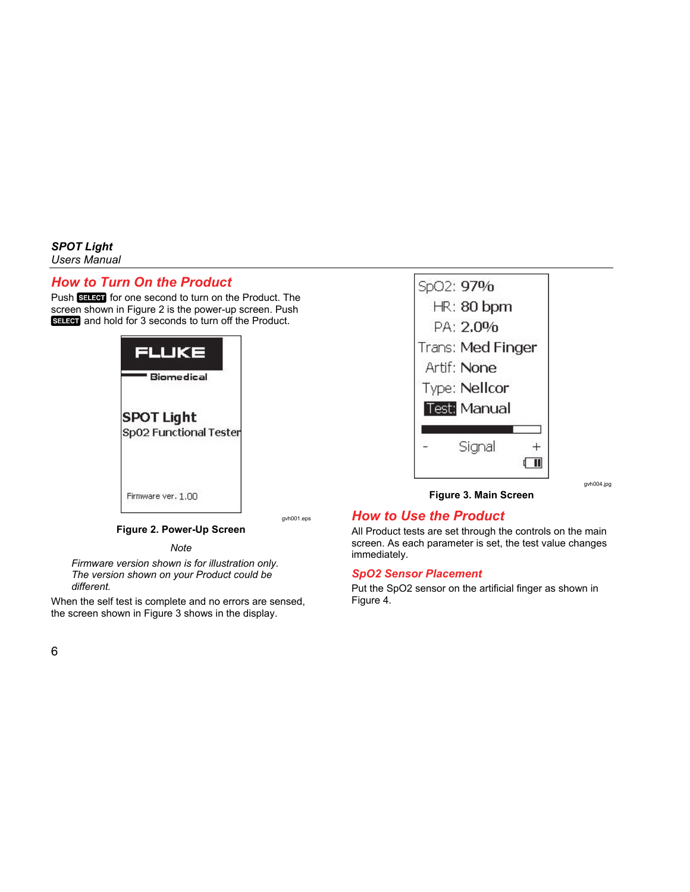## How to Turn On the Product

Push SELECT for one second to turn on the Product. The screen shown in Figure 2 is the power-up screen. Push SELECT and hold for 3 seconds to turn off the Product.

Figure 2. Power-Up Screen

*Note*

*Firmware version shown is for illustration only. The version shown on your Product could be different.*

When the self test is complete and no errors are sensed, the screen shown in Figure 3 shows in the display.

Figure 3. Main Screen

## How to Use the Product

All Product tests are set through the controls on the main screen. As each parameter is set, the test value changes immediately.

### SpO2 Sensor Placement

Put the SpO2 sensor on the artificial finger as shown in Figure 4.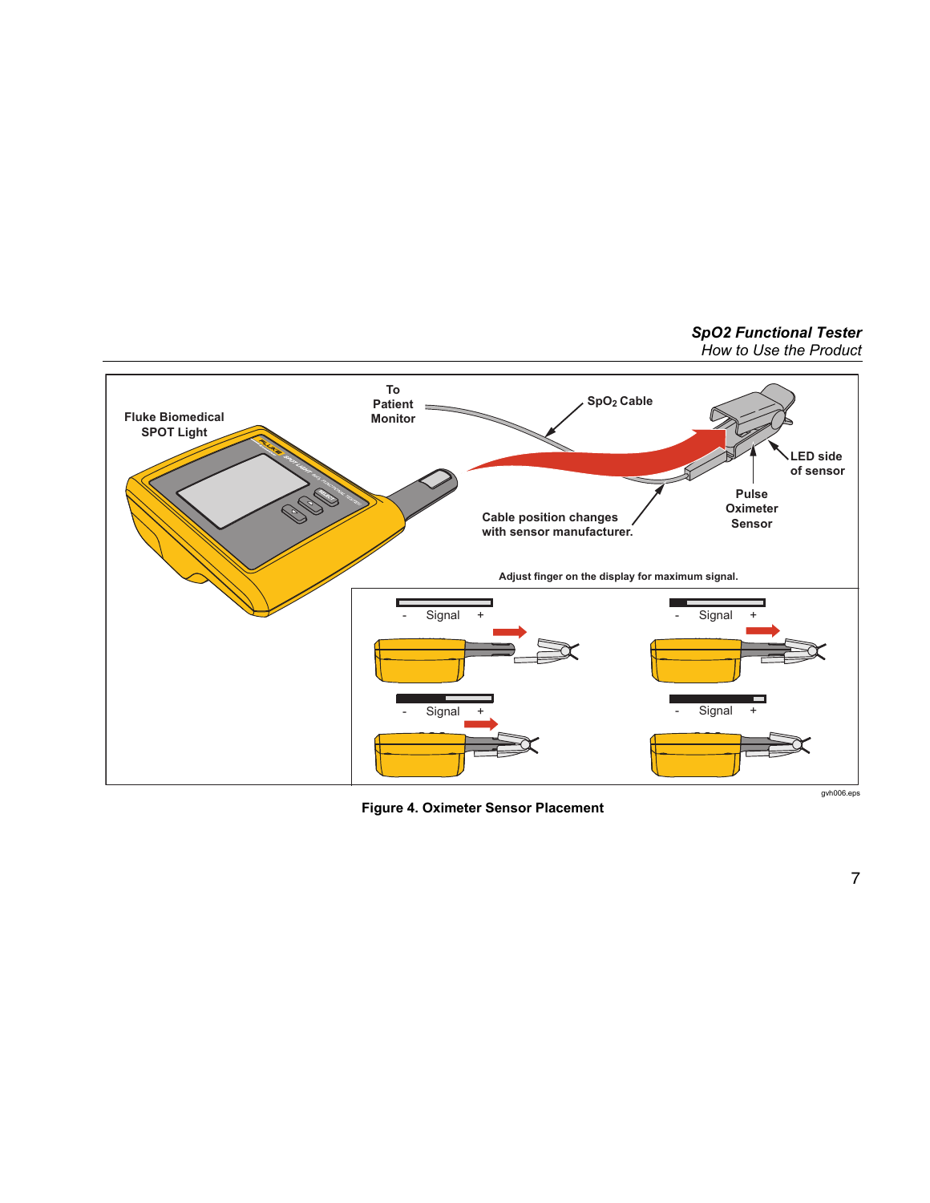Fluke Biomedical SPOT Light

To Patient Monitor

$SpO_2$ Cable

LED side of sensor

Pulse Oximeter Sensor

Cable position changes with sensor manufacturer.

Adjust finger on the display for maximum signal.

- Signal +

- Signal +

- Signal +

- Signal +

gvh006.eps

**Figure 4. Oximeter Sensor Placement**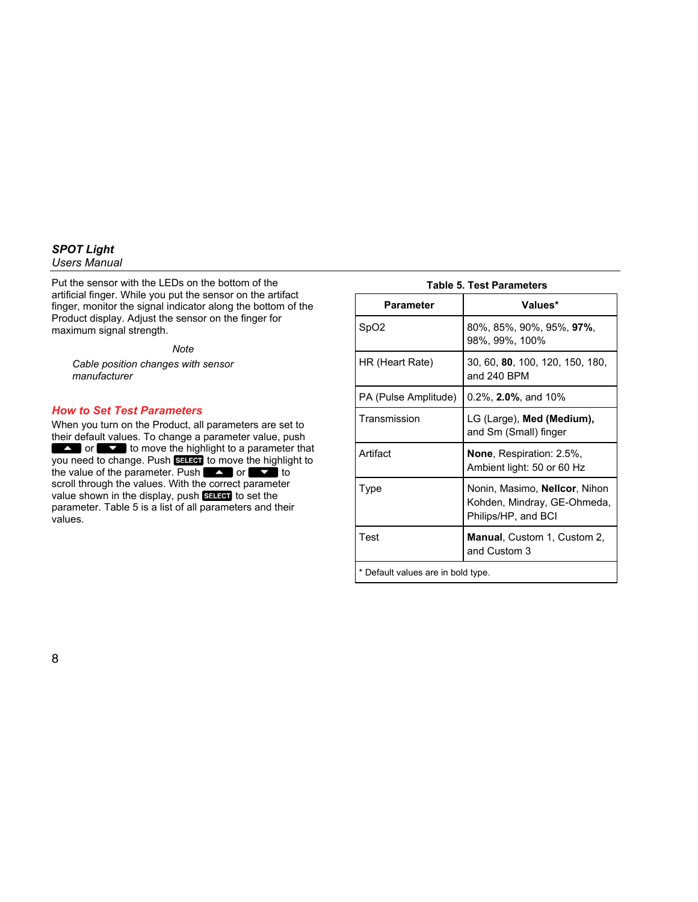Put the sensor with the LEDs on the bottom of the artificial finger. While you put the sensor on the artifact finger, monitor the signal indicator along the bottom of the Product display. Adjust the sensor on the finger for maximum signal strength.

*Note*

*Cable position changes with sensor manufacturer*

## How to Set Test Parameters

When you turn on the Product, all parameters are set to their default values. To change a parameter value, push ▲ or ▼ to move the highlight to a parameter that you need to change. Push SELECT to move the highlight to the value of the parameter. Push ▲ or ▼ to scroll through the values. With the correct parameter value shown in the display, push SELECT to set the parameter. Table 5 is a list of all parameters and their values.

**Table 5. Test Parameters**

| Parameter | Values* |
|---|---|
| SpO2 | 80%, 85%, 90%, 95%, **97%**, 98%, 99%, 100% |
| HR (Heart Rate) | 30, 60, **80**, 100, 120, 150, 180, and 240 BPM |
| PA (Pulse Amplitude) | 0.2%, **2.0%**, and 10% |
| Transmission | LG (Large), **Med (Medium),** and Sm (Small) finger |
| Artifact | **None**, Respiration: 2.5%, Ambient light: 50 or 60 Hz |
| Type | Nonin, Masimo, **Nellcor**, Nihon Kohden, Mindray, GE-Ohmeda, Philips/HP, and BCI |
| Test | **Manual**, Custom 1, Custom 2, and Custom 3 |

\* Default values are in bold type.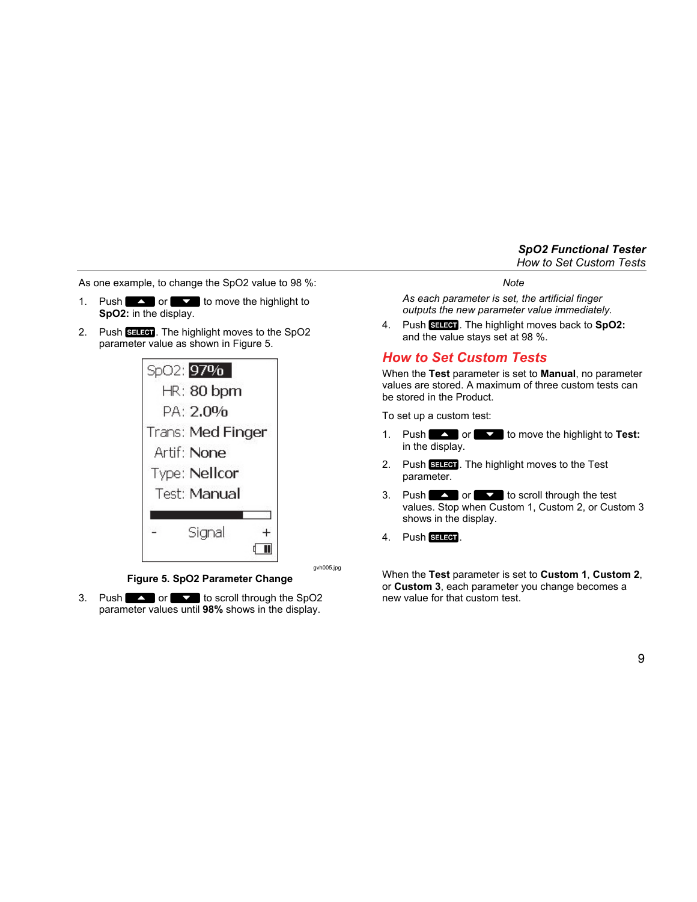As one example, to change the SpO2 value to 98 %:

1. Push ▲ or ▼ to move the highlight to **SpO2:** in the display.
2. Push SELECT. The highlight moves to the SpO2 parameter value as shown in Figure 5.

**Figure 5. SpO2 Parameter Change**

3. Push ▲ or ▼ to scroll through the SpO2 parameter values until **98%** shows in the display.

*Note*

*As each parameter is set, the artificial finger outputs the new parameter value immediately.*

4. Push SELECT. The highlight moves back to **SpO2:** and the value stays set at 98 %.

## How to Set Custom Tests

When the **Test** parameter is set to **Manual**, no parameter values are stored. A maximum of three custom tests can be stored in the Product.

To set up a custom test:

1. Push ▲ or ▼ to move the highlight to **Test:** in the display.
2. Push SELECT. The highlight moves to the Test parameter.
3. Push ▲ or ▼ to scroll through the test values. Stop when Custom 1, Custom 2, or Custom 3 shows in the display.
4. Push SELECT.

When the **Test** parameter is set to **Custom 1**, **Custom 2**, or **Custom 3**, each parameter you change becomes a new value for that custom test.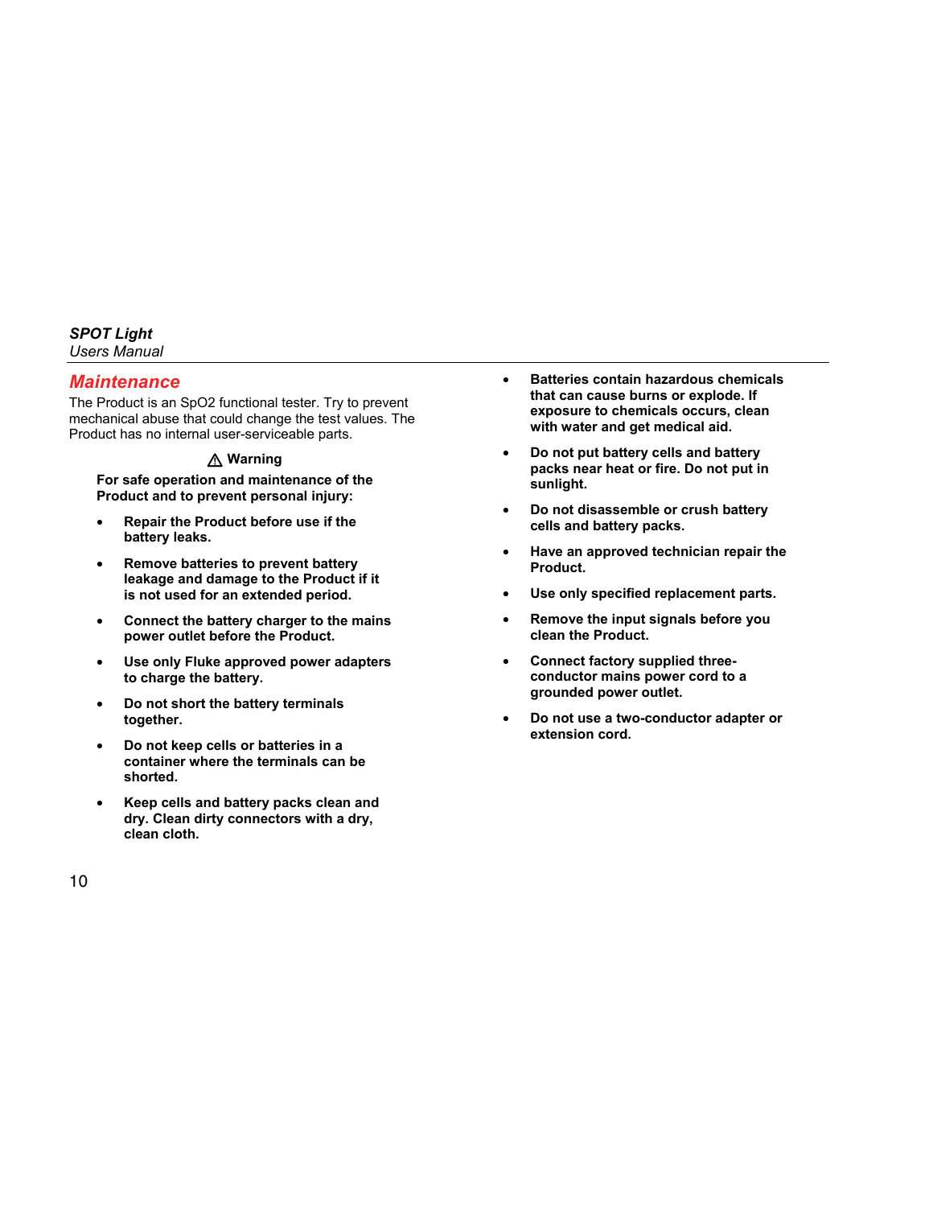## Maintenance

The Product is an SpO2 functional tester. Try to prevent mechanical abuse that could change the test values. The Product has no internal user-serviceable parts.

**⚠ Warning**

**For safe operation and maintenance of the Product and to prevent personal injury:**

- **Repair the Product before use if the battery leaks.**
- **Remove batteries to prevent battery leakage and damage to the Product if it is not used for an extended period.**
- **Connect the battery charger to the mains power outlet before the Product.**
- **Use only Fluke approved power adapters to charge the battery.**
- **Do not short the battery terminals together.**
- **Do not keep cells or batteries in a container where the terminals can be shorted.**
- **Keep cells and battery packs clean and dry. Clean dirty connectors with a dry, clean cloth.**
- **Batteries contain hazardous chemicals that can cause burns or explode. If exposure to chemicals occurs, clean with water and get medical aid.**
- **Do not put battery cells and battery packs near heat or fire. Do not put in sunlight.**
- **Do not disassemble or crush battery cells and battery packs.**
- **Have an approved technician repair the Product.**
- **Use only specified replacement parts.**
- **Remove the input signals before you clean the Product.**
- **Connect factory supplied three-conductor mains power cord to a grounded power outlet.**
- **Do not use a two-conductor adapter or extension cord.**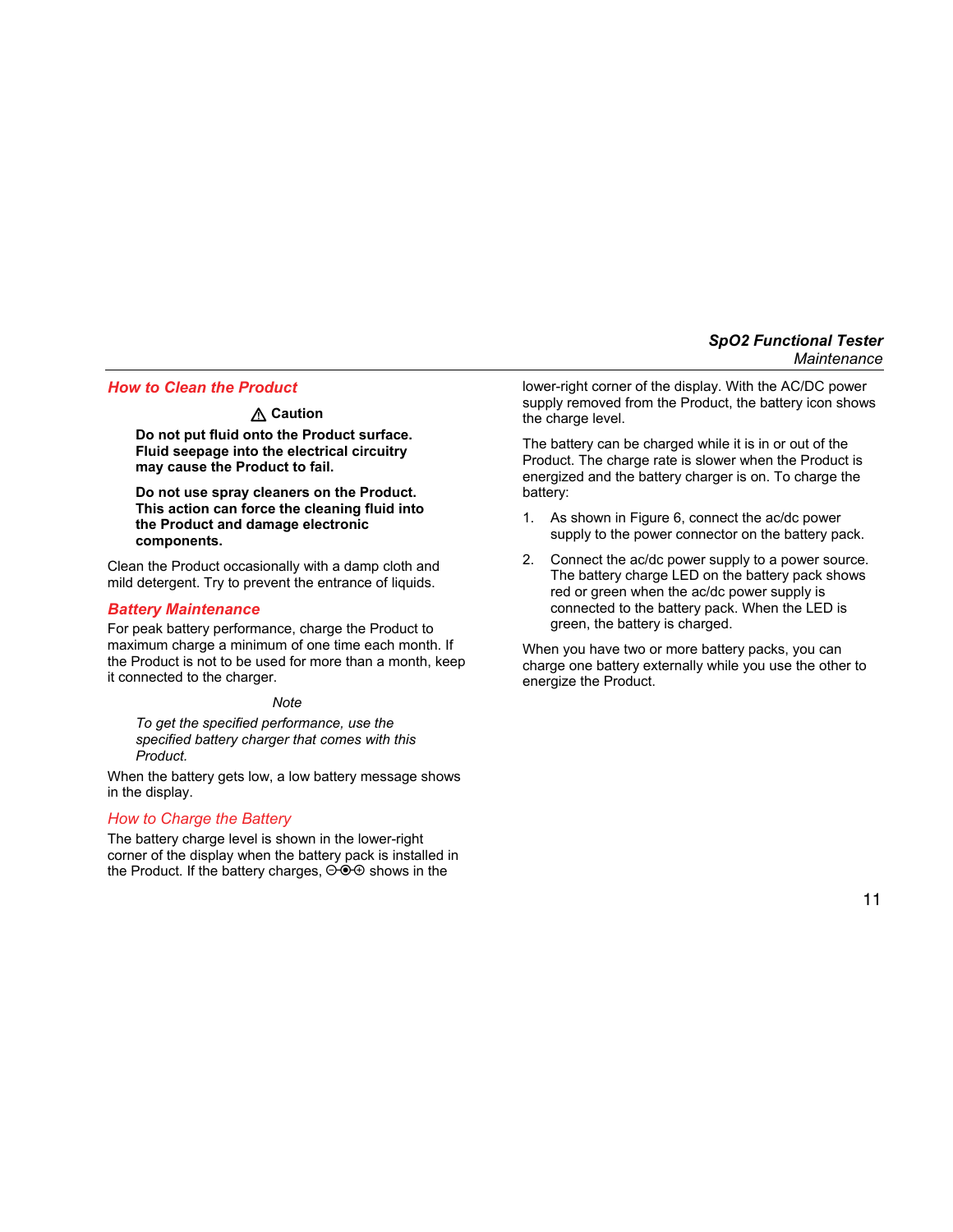### How to Clean the Product

**⚠ Caution**

**Do not put fluid onto the Product surface. Fluid seepage into the electrical circuitry may cause the Product to fail.**

**Do not use spray cleaners on the Product. This action can force the cleaning fluid into the Product and damage electronic components.**

Clean the Product occasionally with a damp cloth and mild detergent. Try to prevent the entrance of liquids.

### Battery Maintenance

For peak battery performance, charge the Product to maximum charge a minimum of one time each month. If the Product is not to be used for more than a month, keep it connected to the charger.

*Note*

*To get the specified performance, use the specified battery charger that comes with this Product.*

When the battery gets low, a low battery message shows in the display.

### How to Charge the Battery

The battery charge level is shown in the lower-right corner of the display when the battery pack is installed in the Product. If the battery charges, ⊖-⦿-⊕ shows in the lower-right corner of the display. With the AC/DC power supply removed from the Product, the battery icon shows the charge level.

The battery can be charged while it is in or out of the Product. The charge rate is slower when the Product is energized and the battery charger is on. To charge the battery:

1. As shown in Figure 6, connect the ac/dc power supply to the power connector on the battery pack.
2. Connect the ac/dc power supply to a power source. The battery charge LED on the battery pack shows red or green when the ac/dc power supply is connected to the battery pack. When the LED is green, the battery is charged.

When you have two or more battery packs, you can charge one battery externally while you use the other to energize the Product.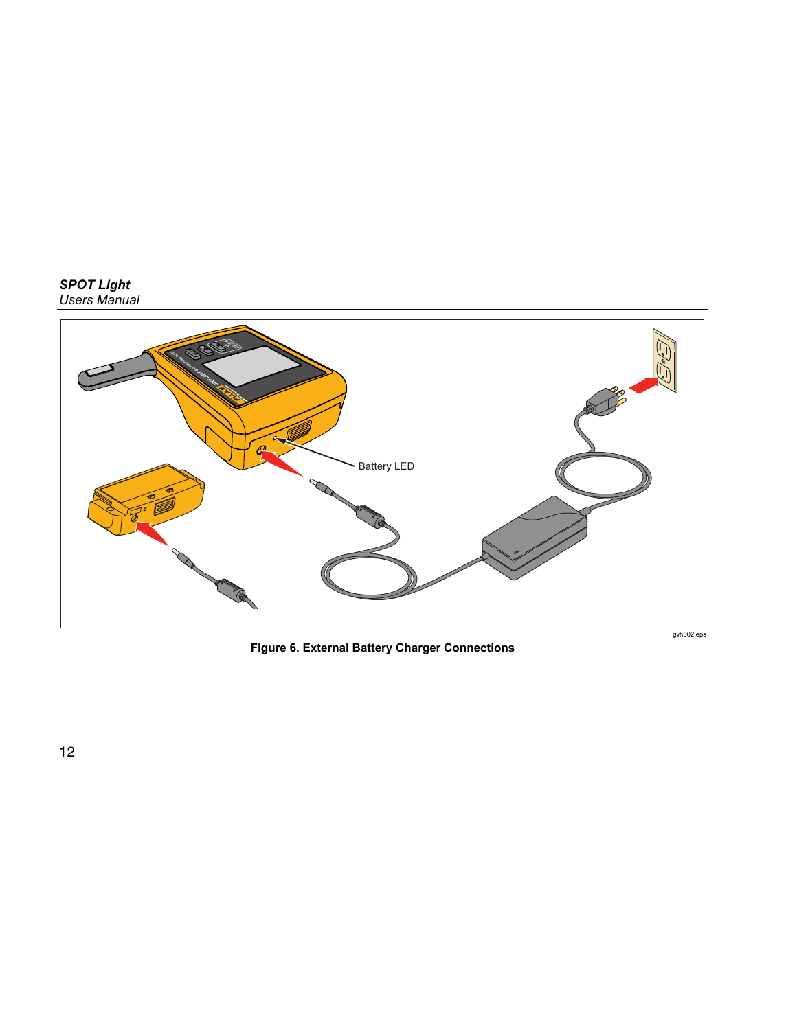Battery LED

gvh002.eps

**Figure 6. External Battery Charger Connections**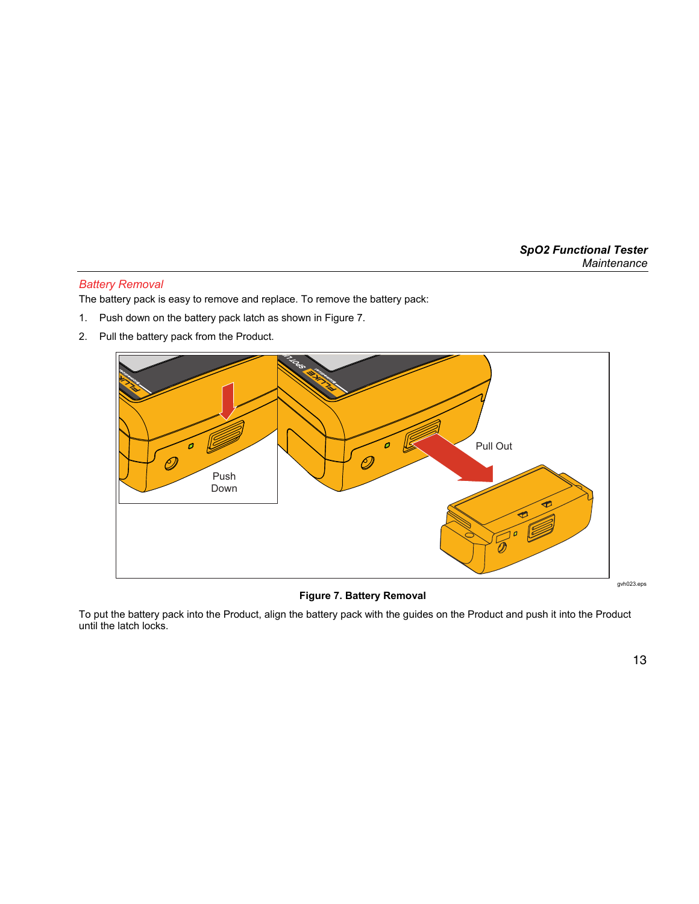## *Battery Removal*

The battery pack is easy to remove and replace. To remove the battery pack:

1. Push down on the battery pack latch as shown in Figure 7.
2. Pull the battery pack from the Product.

**Figure 7. Battery Removal**

To put the battery pack into the Product, align the battery pack with the guides on the Product and push it into the Product until the latch locks.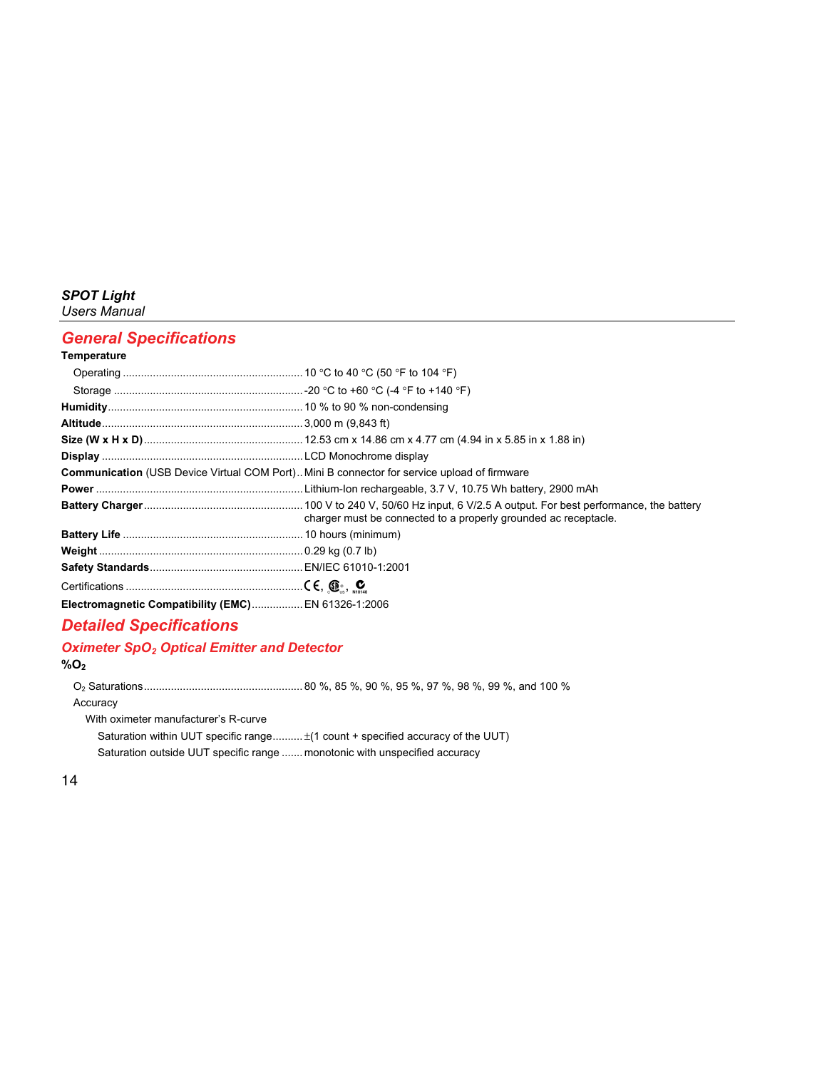## General Specifications

**Temperature**

Operating ........................................................... 10 °C to 40 °C (50 °F to 104 °F)

Storage ............................................................... -20 °C to +60 °C (-4 °F to +140 °F)

**Humidity**................................................................ 10 % to 90 % non-condensing

**Altitude**.................................................................. 3,000 m (9,843 ft)

**Size (W x H x D)**.................................................... 12.53 cm x 14.86 cm x 4.77 cm (4.94 in x 5.85 in x 1.88 in)

**Display** .................................................................. LCD Monochrome display

**Communication** (USB Device Virtual COM Port).. Mini B connector for service upload of firmware

**Power** .................................................................... Lithium-Ion rechargeable, 3.7 V, 10.75 Wh battery, 2900 mAh

**Battery Charger**.................................................... 100 V to 240 V, 50/60 Hz input, 6 V/2.5 A output. For best performance, the battery charger must be connected to a properly grounded ac receptacle.

**Battery Life** ........................................................... 10 hours (minimum)

**Weight** ................................................................... 0.29 kg (0.7 lb)

**Safety Standards**.................................................. EN/IEC 61010-1:2001

Certifications .......................................................... CE, CSA, C-Tick N10140

**Electromagnetic Compatibility (EMC)**................. EN 61326-1:2006

## Detailed Specifications

### Oximeter $SpO_2$ Optical Emitter and Detector

**$\%O_2$**

$O_2$ Saturations..................................................... 80 %, 85 %, 90 %, 95 %, 97 %, 98 %, 99 %, and 100 %

Accuracy

With oximeter manufacturer's R-curve

Saturation within UUT specific range.......... ±(1 count + specified accuracy of the UUT)

Saturation outside UUT specific range ....... monotonic with unspecified accuracy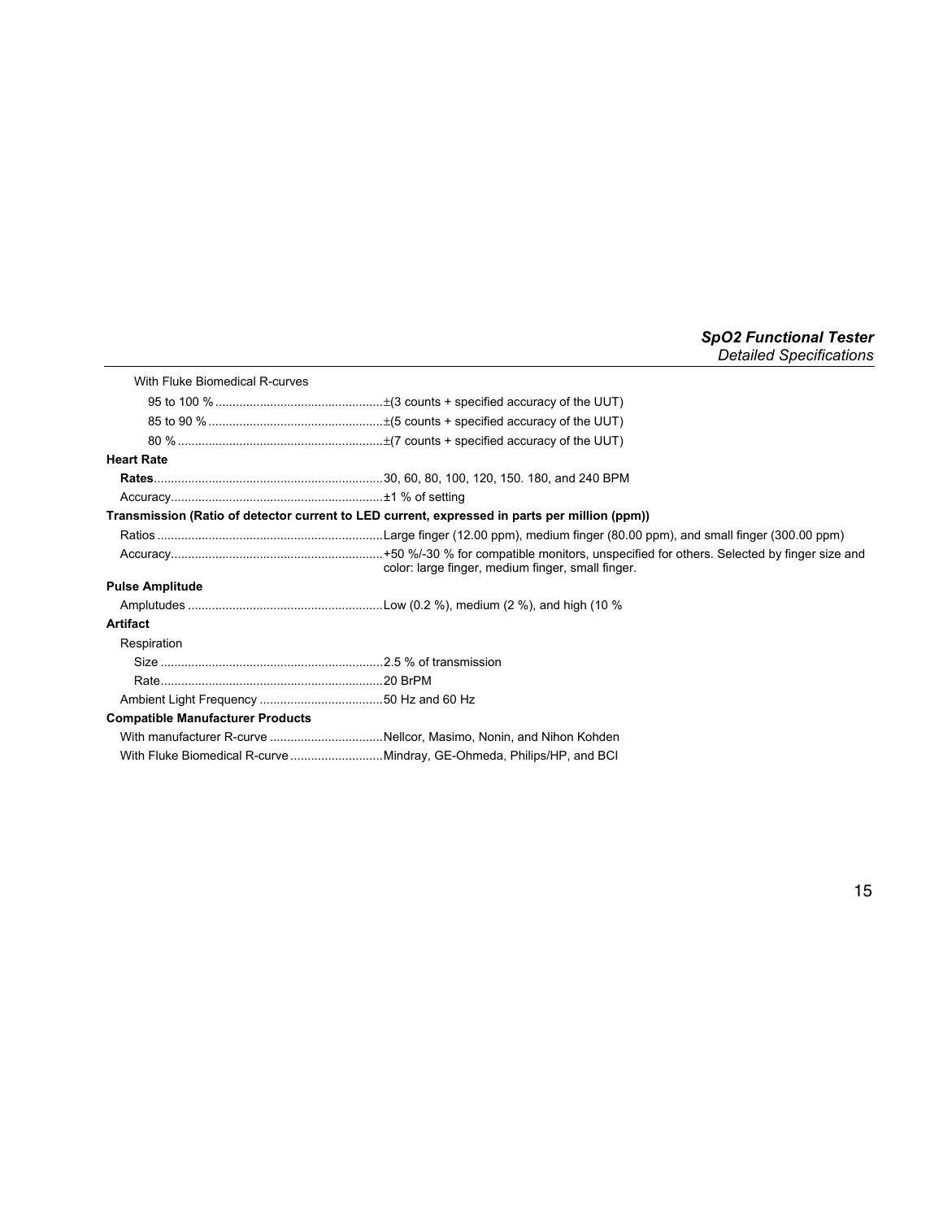With Fluke Biomedical R-curves

95 to 100 % ±(3 counts + specified accuracy of the UUT)

85 to 90 % ±(5 counts + specified accuracy of the UUT)

80 % ±(7 counts + specified accuracy of the UUT)

**Heart Rate**

**Rates** 30, 60, 80, 100, 120, 150. 180, and 240 BPM

Accuracy ±1 % of setting

**Transmission (Ratio of detector current to LED current, expressed in parts per million (ppm))**

Ratios Large finger (12.00 ppm), medium finger (80.00 ppm), and small finger (300.00 ppm)

Accuracy +50 %/-30 % for compatible monitors, unspecified for others. Selected by finger size and color: large finger, medium finger, small finger.

**Pulse Amplitude**

Amplutudes Low (0.2 %), medium (2 %), and high (10 %

**Artifact**

Respiration

Size 2.5 % of transmission

Rate 20 BrPM

Ambient Light Frequency 50 Hz and 60 Hz

**Compatible Manufacturer Products**

With manufacturer R-curve Nellcor, Masimo, Nonin, and Nihon Kohden

With Fluke Biomedical R-curve Mindray, GE-Ohmeda, Philips/HP, and BCI